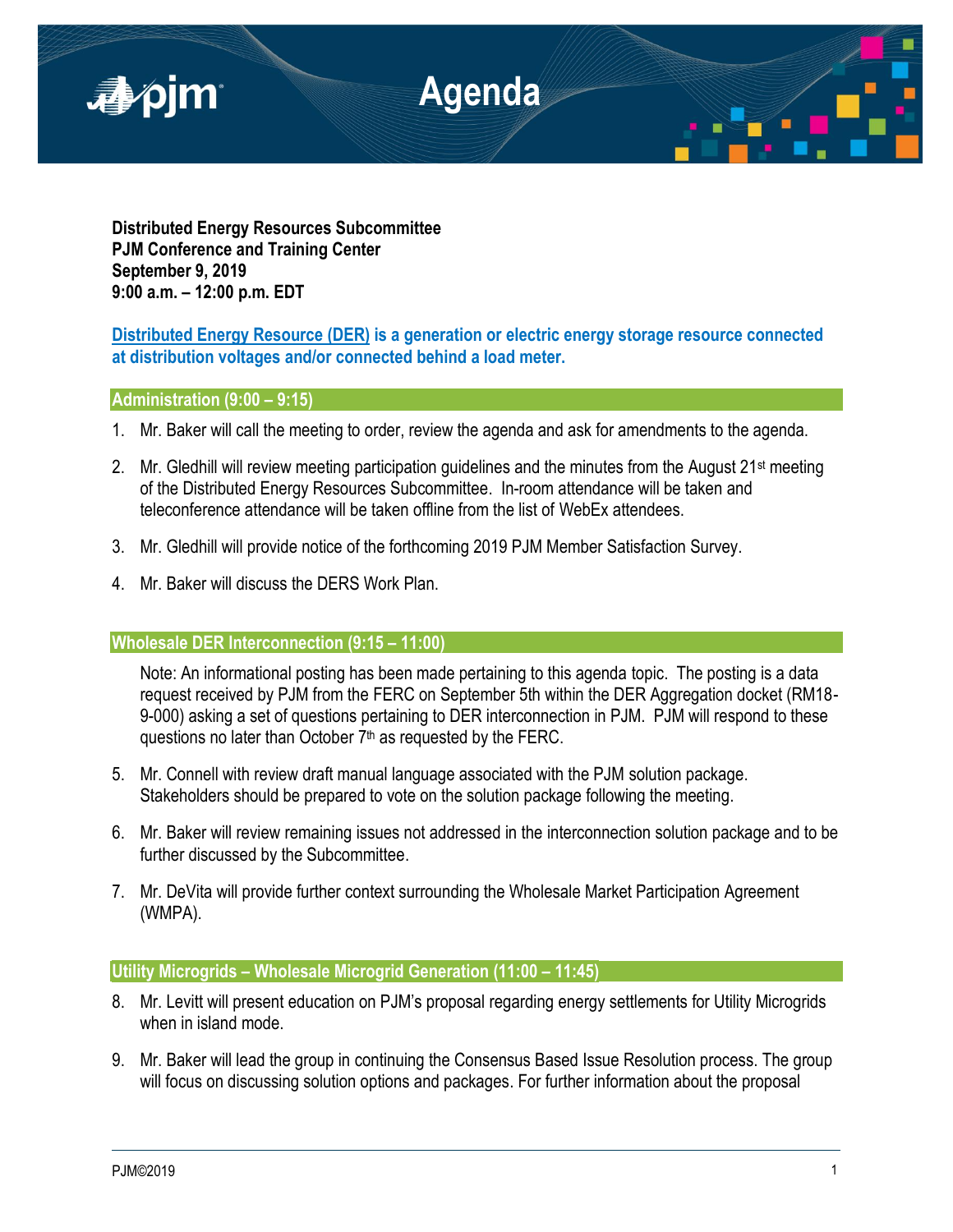# Agenda

**Distributed Energy Resources Subcommittee**
**PJM Conference and Training Center**
**September 9, 2019**
**9:00 a.m. – 12:00 p.m. EDT**

**Distributed Energy Resource (DER) is a generation or electric energy storage resource connected at distribution voltages and/or connected behind a load meter.**

## Administration (9:00 – 9:15)

1. Mr. Baker will call the meeting to order, review the agenda and ask for amendments to the agenda.

2. Mr. Gledhill will review meeting participation guidelines and the minutes from the August 21st meeting of the Distributed Energy Resources Subcommittee. In-room attendance will be taken and teleconference attendance will be taken offline from the list of WebEx attendees.

3. Mr. Gledhill will provide notice of the forthcoming 2019 PJM Member Satisfaction Survey.

4. Mr. Baker will discuss the DERS Work Plan.

## Wholesale DER Interconnection (9:15 – 11:00)

Note: An informational posting has been made pertaining to this agenda topic. The posting is a data request received by PJM from the FERC on September 5th within the DER Aggregation docket (RM18-9-000) asking a set of questions pertaining to DER interconnection in PJM. PJM will respond to these questions no later than October 7th as requested by the FERC.

5. Mr. Connell with review draft manual language associated with the PJM solution package. Stakeholders should be prepared to vote on the solution package following the meeting.

6. Mr. Baker will review remaining issues not addressed in the interconnection solution package and to be further discussed by the Subcommittee.

7. Mr. DeVita will provide further context surrounding the Wholesale Market Participation Agreement (WMPA).

## Utility Microgrids – Wholesale Microgrid Generation (11:00 – 11:45)

8. Mr. Levitt will present education on PJM's proposal regarding energy settlements for Utility Microgrids when in island mode.

9. Mr. Baker will lead the group in continuing the Consensus Based Issue Resolution process. The group will focus on discussing solution options and packages. For further information about the proposal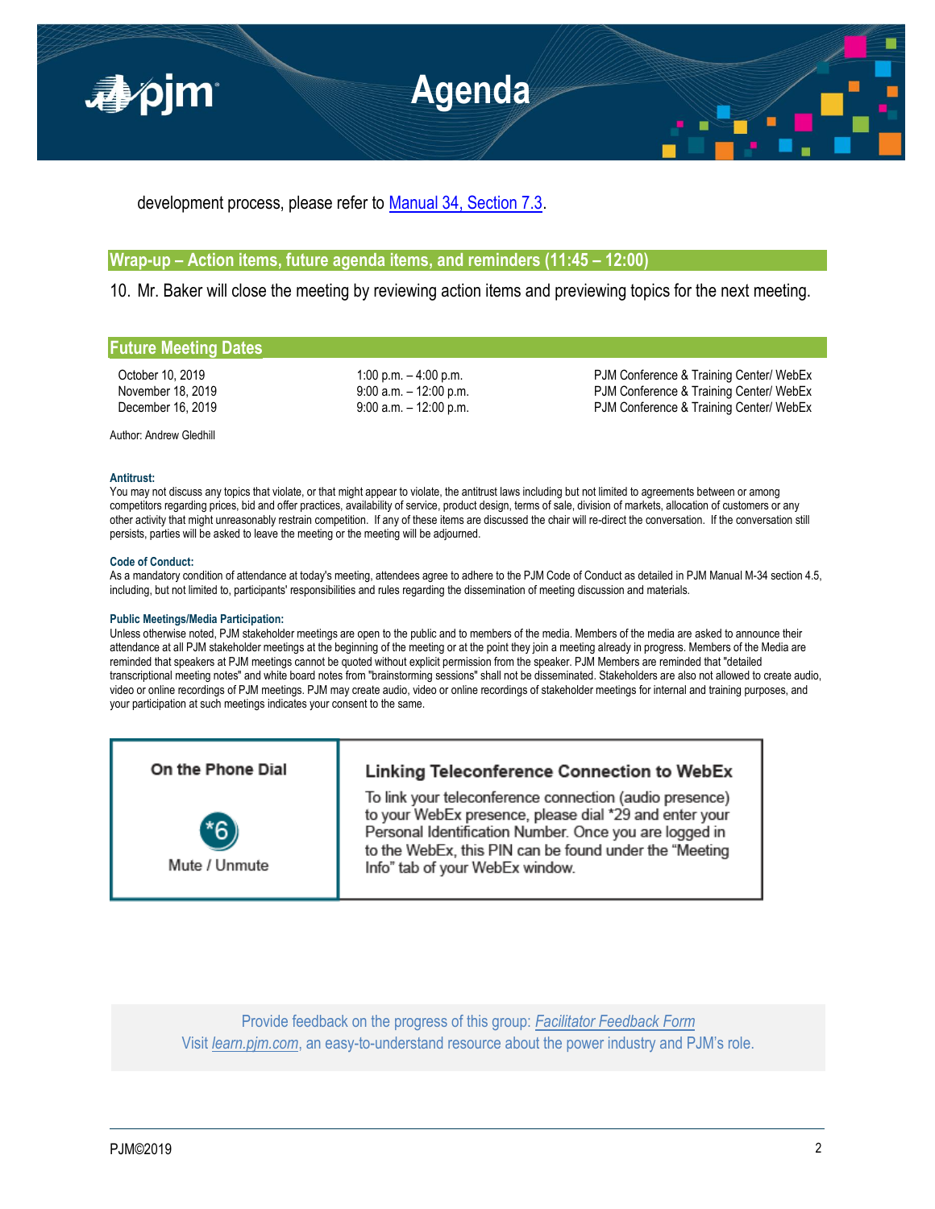development process, please refer to [Manual 34, Section 7.3](#).

## Wrap-up – Action items, future agenda items, and reminders (11:45 – 12:00)

10. Mr. Baker will close the meeting by reviewing action items and previewing topics for the next meeting.

## Future Meeting Dates

| | | |
|---|---|---|
| October 10, 2019 | 1:00 p.m. – 4:00 p.m. | PJM Conference & Training Center/ WebEx |
| November 18, 2019 | 9:00 a.m. – 12:00 p.m. | PJM Conference & Training Center/ WebEx |
| December 16, 2019 | 9:00 a.m. – 12:00 p.m. | PJM Conference & Training Center/ WebEx |

Author: Andrew Gledhill

**Antitrust:**
You may not discuss any topics that violate, or that might appear to violate, the antitrust laws including but not limited to agreements between or among competitors regarding prices, bid and offer practices, availability of service, product design, terms of sale, division of markets, allocation of customers or any other activity that might unreasonably restrain competition. If any of these items are discussed the chair will re-direct the conversation. If the conversation still persists, parties will be asked to leave the meeting or the meeting will be adjourned.

**Code of Conduct:**
As a mandatory condition of attendance at today's meeting, attendees agree to adhere to the PJM Code of Conduct as detailed in PJM Manual M-34 section 4.5, including, but not limited to, participants' responsibilities and rules regarding the dissemination of meeting discussion and materials.

**Public Meetings/Media Participation:**
Unless otherwise noted, PJM stakeholder meetings are open to the public and to members of the media. Members of the media are asked to announce their attendance at all PJM stakeholder meetings at the beginning of the meeting or at the point they join a meeting already in progress. Members of the Media are reminded that speakers at PJM meetings cannot be quoted without explicit permission from the speaker. PJM Members are reminded that "detailed transcriptional meeting notes" and white board notes from "brainstorming sessions" shall not be disseminated. Stakeholders are also not allowed to create audio, video or online recordings of PJM meetings. PJM may create audio, video or online recordings of stakeholder meetings for internal and training purposes, and your participation at such meetings indicates your consent to the same.

| On the Phone Dial | Linking Teleconference Connection to WebEx |
|---|---|
| *6 Mute / Unmute | To link your teleconference connection (audio presence) to your WebEx presence, please dial *29 and enter your Personal Identification Number. Once you are logged in to the WebEx, this PIN can be found under the "Meeting Info" tab of your WebEx window. |

Provide feedback on the progress of this group: *Facilitator Feedback Form*
Visit *learn.pjm.com*, an easy-to-understand resource about the power industry and PJM's role.

PJM©2019